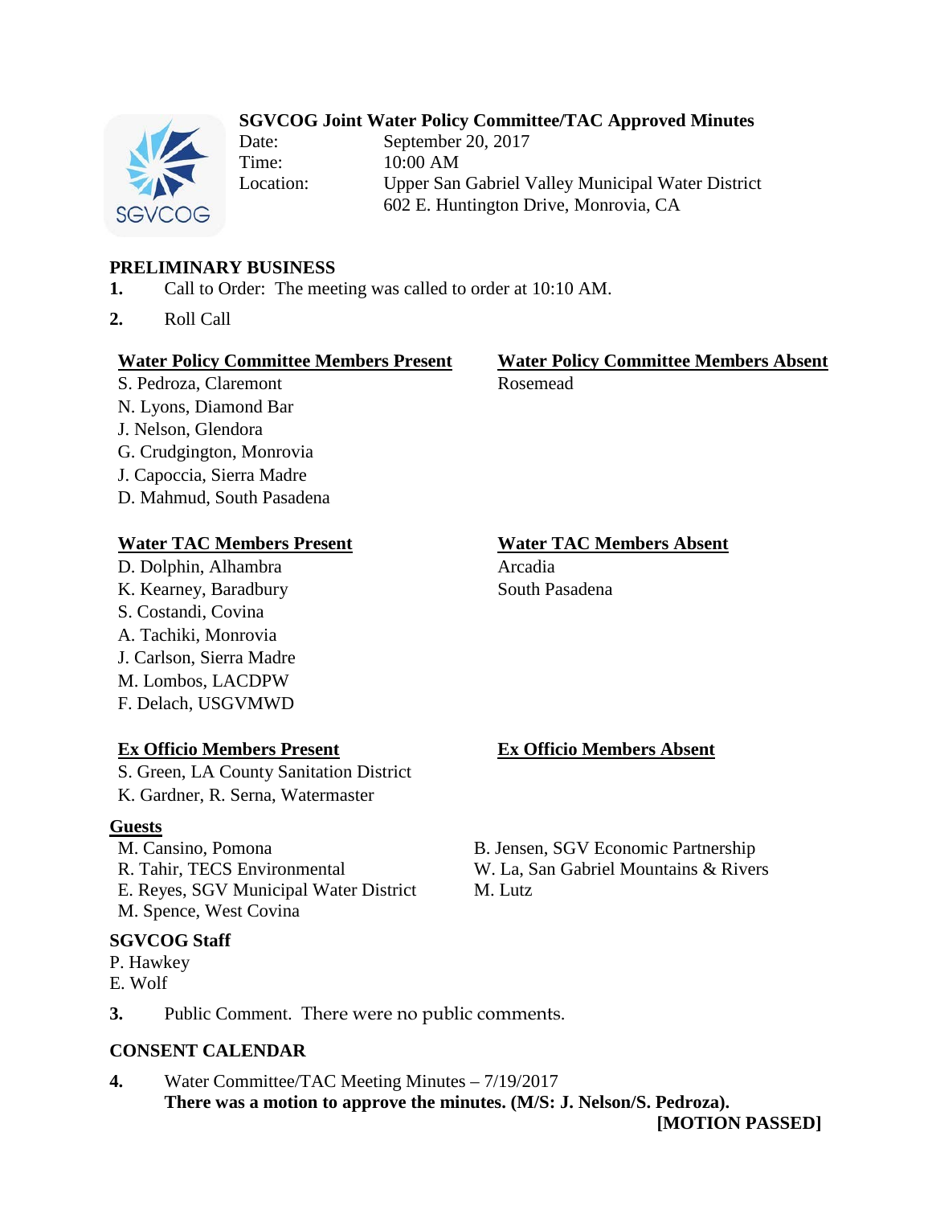# SGVCOG Joint Water Policy Committee/TAC Approved Minutes

Date: September 20, 2017
Time: 10:00 AM
Location: Upper San Gabriel Valley Municipal Water District
602 E. Huntington Drive, Monrovia, CA

## PRELIMINARY BUSINESS

**1.** Call to Order: The meeting was called to order at 10:10 AM.

**2.** Roll Call

| Water Policy Committee Members Present | Water Policy Committee Members Absent |
|---|---|
| S. Pedroza, Claremont | Rosemead |
| N. Lyons, Diamond Bar | |
| J. Nelson, Glendora | |
| G. Crudgington, Monrovia | |
| J. Capoccia, Sierra Madre | |
| D. Mahmud, South Pasadena | |

| Water TAC Members Present | Water TAC Members Absent |
|---|---|
| D. Dolphin, Alhambra | Arcadia |
| K. Kearney, Baradbury | South Pasadena |
| S. Costandi, Covina | |
| A. Tachiki, Monrovia | |
| J. Carlson, Sierra Madre | |
| M. Lombos, LACDPW | |
| F. Delach, USGVMWD | |

| Ex Officio Members Present | Ex Officio Members Absent |
|---|---|
| S. Green, LA County Sanitation District | |
| K. Gardner, R. Serna, Watermaster | |

**Guests**

M. Cansino, Pomona
R. Tahir, TECS Environmental
E. Reyes, SGV Municipal Water District
M. Spence, West Covina
B. Jensen, SGV Economic Partnership
W. La, San Gabriel Mountains & Rivers
M. Lutz

**SGVCOG Staff**

P. Hawkey
E. Wolf

**3.** Public Comment. There were no public comments.

## CONSENT CALENDAR

**4.** Water Committee/TAC Meeting Minutes – 7/19/2017
**There was a motion to approve the minutes. (M/S: J. Nelson/S. Pedroza).**
**[MOTION PASSED]**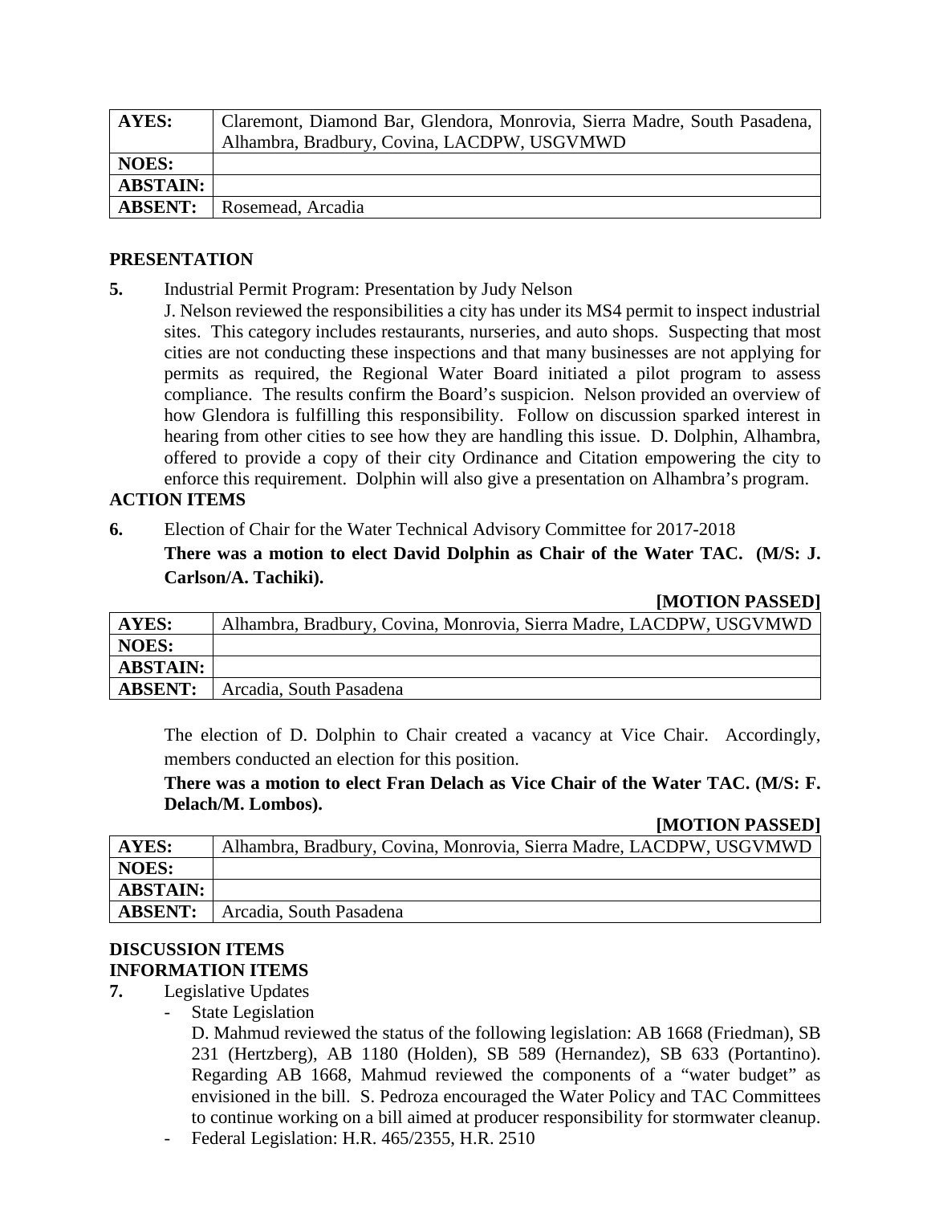| AYES: | Claremont, Diamond Bar, Glendora, Monrovia, Sierra Madre, South Pasadena, Alhambra, Bradbury, Covina, LACDPW, USGVMWD |
|---|---|
| NOES: | |
| ABSTAIN: | |
| ABSENT: | Rosemead, Arcadia |

**PRESENTATION**

**5.** Industrial Permit Program: Presentation by Judy Nelson

J. Nelson reviewed the responsibilities a city has under its MS4 permit to inspect industrial sites. This category includes restaurants, nurseries, and auto shops. Suspecting that most cities are not conducting these inspections and that many businesses are not applying for permits as required, the Regional Water Board initiated a pilot program to assess compliance. The results confirm the Board's suspicion. Nelson provided an overview of how Glendora is fulfilling this responsibility. Follow on discussion sparked interest in hearing from other cities to see how they are handling this issue. D. Dolphin, Alhambra, offered to provide a copy of their city Ordinance and Citation empowering the city to enforce this requirement. Dolphin will also give a presentation on Alhambra's program.

**ACTION ITEMS**

**6.** Election of Chair for the Water Technical Advisory Committee for 2017-2018

**There was a motion to elect David Dolphin as Chair of the Water TAC. (M/S: J. Carlson/A. Tachiki).**

**[MOTION PASSED]**

| AYES: | Alhambra, Bradbury, Covina, Monrovia, Sierra Madre, LACDPW, USGVMWD |
|---|---|
| NOES: | |
| ABSTAIN: | |
| ABSENT: | Arcadia, South Pasadena |

The election of D. Dolphin to Chair created a vacancy at Vice Chair. Accordingly, members conducted an election for this position.

**There was a motion to elect Fran Delach as Vice Chair of the Water TAC. (M/S: F. Delach/M. Lombos).**

**[MOTION PASSED]**

| AYES: | Alhambra, Bradbury, Covina, Monrovia, Sierra Madre, LACDPW, USGVMWD |
|---|---|
| NOES: | |
| ABSTAIN: | |
| ABSENT: | Arcadia, South Pasadena |

**DISCUSSION ITEMS**

**INFORMATION ITEMS**

**7.** Legislative Updates

- State Legislation

  D. Mahmud reviewed the status of the following legislation: AB 1668 (Friedman), SB 231 (Hertzberg), AB 1180 (Holden), SB 589 (Hernandez), SB 633 (Portantino). Regarding AB 1668, Mahmud reviewed the components of a "water budget" as envisioned in the bill. S. Pedroza encouraged the Water Policy and TAC Committees to continue working on a bill aimed at producer responsibility for stormwater cleanup.

- Federal Legislation: H.R. 465/2355, H.R. 2510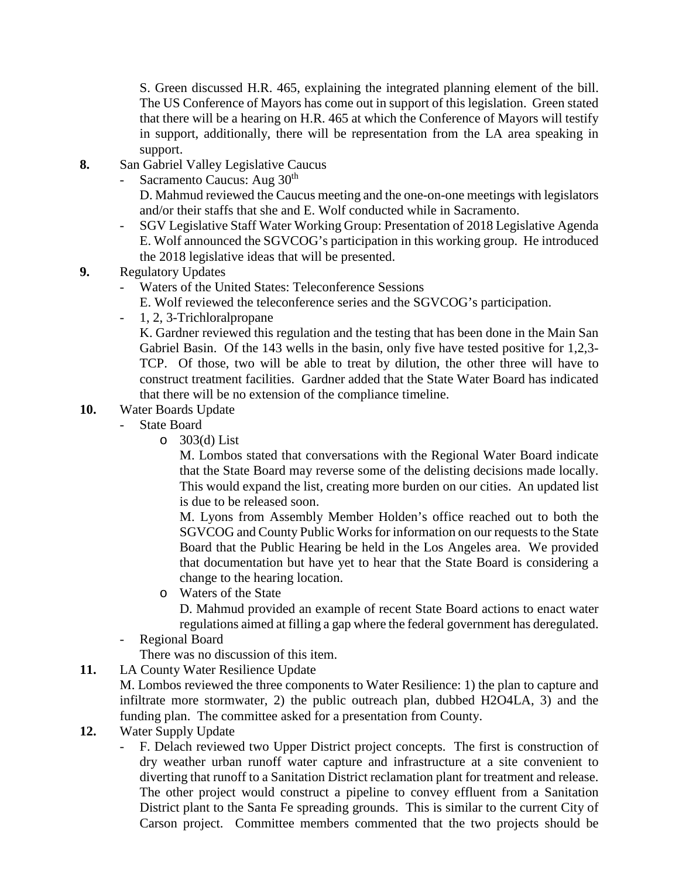S. Green discussed H.R. 465, explaining the integrated planning element of the bill. The US Conference of Mayors has come out in support of this legislation. Green stated that there will be a hearing on H.R. 465 at which the Conference of Mayors will testify in support, additionally, there will be representation from the LA area speaking in support.

**8.** San Gabriel Valley Legislative Caucus

- Sacramento Caucus: Aug 30th

  D. Mahmud reviewed the Caucus meeting and the one-on-one meetings with legislators and/or their staffs that she and E. Wolf conducted while in Sacramento.

- SGV Legislative Staff Water Working Group: Presentation of 2018 Legislative Agenda

  E. Wolf announced the SGVCOG's participation in this working group. He introduced the 2018 legislative ideas that will be presented.

**9.** Regulatory Updates

- Waters of the United States: Teleconference Sessions

  E. Wolf reviewed the teleconference series and the SGVCOG's participation.

- 1, 2, 3-Trichloralpropane

  K. Gardner reviewed this regulation and the testing that has been done in the Main San Gabriel Basin. Of the 143 wells in the basin, only five have tested positive for 1,2,3-TCP. Of those, two will be able to treat by dilution, the other three will have to construct treatment facilities. Gardner added that the State Water Board has indicated that there will be no extension of the compliance timeline.

**10.** Water Boards Update

- State Board
  - 303(d) List

    M. Lombos stated that conversations with the Regional Water Board indicate that the State Board may reverse some of the delisting decisions made locally. This would expand the list, creating more burden on our cities. An updated list is due to be released soon.

    M. Lyons from Assembly Member Holden's office reached out to both the SGVCOG and County Public Works for information on our requests to the State Board that the Public Hearing be held in the Los Angeles area. We provided that documentation but have yet to hear that the State Board is considering a change to the hearing location.

  - Waters of the State

    D. Mahmud provided an example of recent State Board actions to enact water regulations aimed at filling a gap where the federal government has deregulated.

- Regional Board

  There was no discussion of this item.

**11.** LA County Water Resilience Update

M. Lombos reviewed the three components to Water Resilience: 1) the plan to capture and infiltrate more stormwater, 2) the public outreach plan, dubbed H2O4LA, 3) and the funding plan. The committee asked for a presentation from County.

**12.** Water Supply Update

- F. Delach reviewed two Upper District project concepts. The first is construction of dry weather urban runoff water capture and infrastructure at a site convenient to diverting that runoff to a Sanitation District reclamation plant for treatment and release. The other project would construct a pipeline to convey effluent from a Sanitation District plant to the Santa Fe spreading grounds. This is similar to the current City of Carson project. Committee members commented that the two projects should be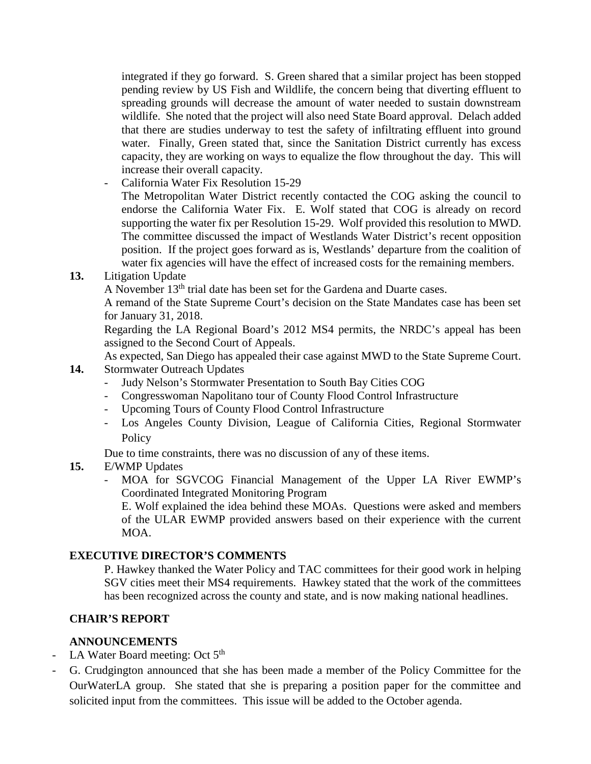integrated if they go forward. S. Green shared that a similar project has been stopped pending review by US Fish and Wildlife, the concern being that diverting effluent to spreading grounds will decrease the amount of water needed to sustain downstream wildlife. She noted that the project will also need State Board approval. Delach added that there are studies underway to test the safety of infiltrating effluent into ground water. Finally, Green stated that, since the Sanitation District currently has excess capacity, they are working on ways to equalize the flow throughout the day. This will increase their overall capacity.

- California Water Fix Resolution 15-29
  The Metropolitan Water District recently contacted the COG asking the council to endorse the California Water Fix. E. Wolf stated that COG is already on record supporting the water fix per Resolution 15-29. Wolf provided this resolution to MWD. The committee discussed the impact of Westlands Water District's recent opposition position. If the project goes forward as is, Westlands' departure from the coalition of water fix agencies will have the effect of increased costs for the remaining members.

**13.** Litigation Update

A November 13th trial date has been set for the Gardena and Duarte cases.

A remand of the State Supreme Court's decision on the State Mandates case has been set for January 31, 2018.

Regarding the LA Regional Board's 2012 MS4 permits, the NRDC's appeal has been assigned to the Second Court of Appeals.

As expected, San Diego has appealed their case against MWD to the State Supreme Court.

**14.** Stormwater Outreach Updates

- Judy Nelson's Stormwater Presentation to South Bay Cities COG
- Congresswoman Napolitano tour of County Flood Control Infrastructure
- Upcoming Tours of County Flood Control Infrastructure
- Los Angeles County Division, League of California Cities, Regional Stormwater Policy

Due to time constraints, there was no discussion of any of these items.

**15.** E/WMP Updates

- MOA for SGVCOG Financial Management of the Upper LA River EWMP's Coordinated Integrated Monitoring Program
  E. Wolf explained the idea behind these MOAs. Questions were asked and members of the ULAR EWMP provided answers based on their experience with the current MOA.

**EXECUTIVE DIRECTOR'S COMMENTS**

P. Hawkey thanked the Water Policy and TAC committees for their good work in helping SGV cities meet their MS4 requirements. Hawkey stated that the work of the committees has been recognized across the county and state, and is now making national headlines.

**CHAIR'S REPORT**

**ANNOUNCEMENTS**

- LA Water Board meeting: Oct 5th
- G. Crudgington announced that she has been made a member of the Policy Committee for the OurWaterLA group. She stated that she is preparing a position paper for the committee and solicited input from the committees. This issue will be added to the October agenda.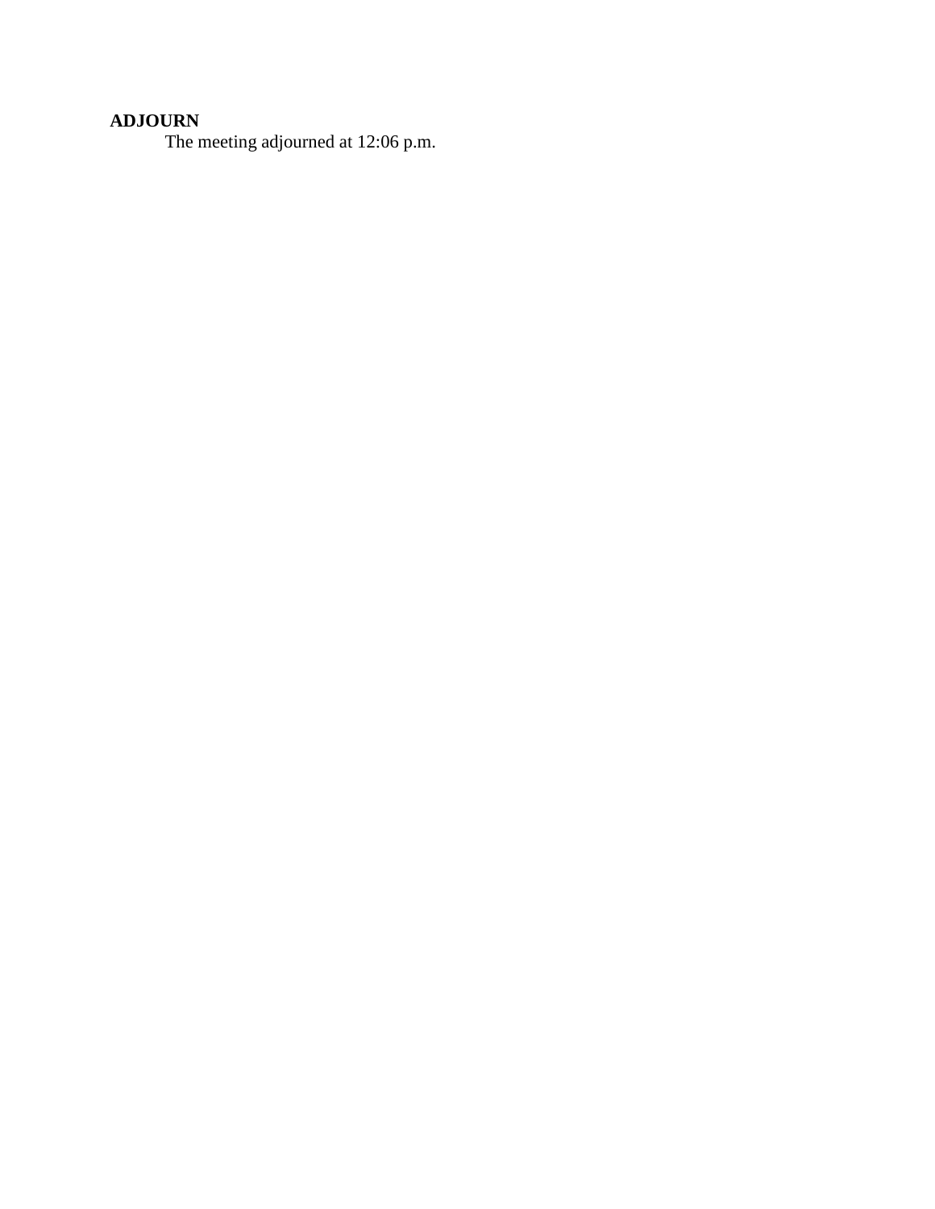**ADJOURN**

The meeting adjourned at 12:06 p.m.